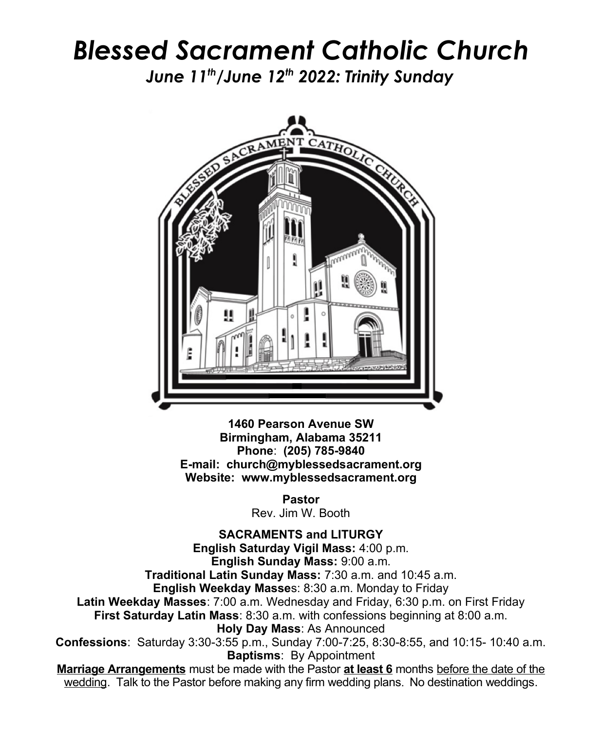# *Blessed Sacrament Catholic Church*

## *June 11th/June 12th 2022: Trinity Sunday*

**1460 Pearson Avenue SW**
**Birmingham, Alabama 35211**
**Phone**: **(205) 785-9840**
**E-mail: church@myblessedsacrament.org**
**Website: www.myblessedsacrament.org**

**Pastor**
Rev. Jim W. Booth

**SACRAMENTS and LITURGY**

**English Saturday Vigil Mass:** 4:00 p.m.
**English Sunday Mass:** 9:00 a.m.
**Traditional Latin Sunday Mass:** 7:30 a.m. and 10:45 a.m.
**English Weekday Masses**: 8:30 a.m. Monday to Friday
**Latin Weekday Masses**: 7:00 a.m. Wednesday and Friday, 6:30 p.m. on First Friday
**First Saturday Latin Mass**: 8:30 a.m. with confessions beginning at 8:00 a.m.
**Holy Day Mass**: As Announced
**Confessions**: Saturday 3:30-3:55 p.m., Sunday 7:00-7:25, 8:30-8:55, and 10:15- 10:40 a.m.
**Baptisms**: By Appointment

**Marriage Arrangements** must be made with the Pastor **at least 6** months before the date of the wedding. Talk to the Pastor before making any firm wedding plans. No destination weddings.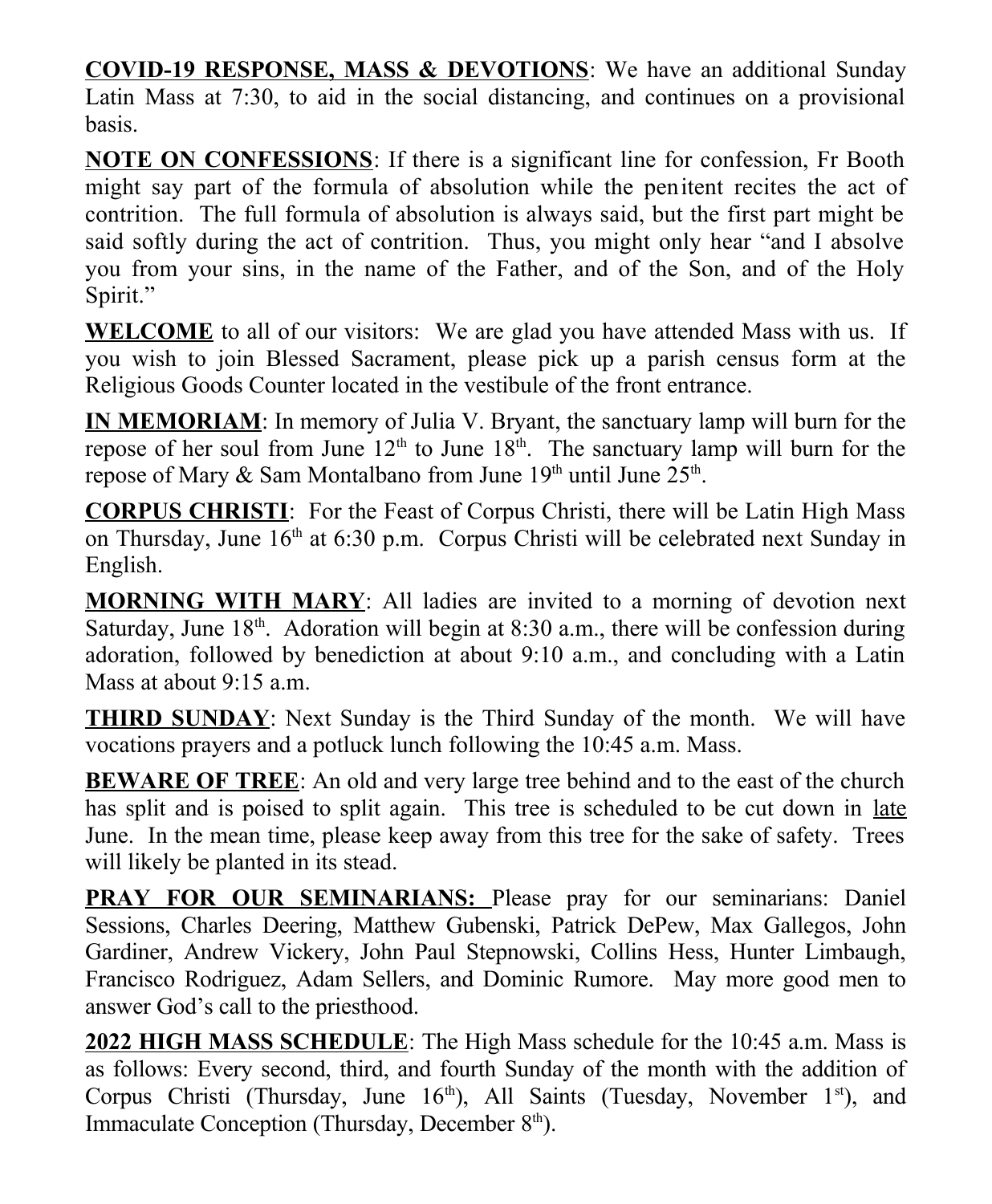**COVID-19 RESPONSE, MASS & DEVOTIONS**: We have an additional Sunday Latin Mass at 7:30, to aid in the social distancing, and continues on a provisional basis.

**NOTE ON CONFESSIONS**: If there is a significant line for confession, Fr Booth might say part of the formula of absolution while the penitent recites the act of contrition. The full formula of absolution is always said, but the first part might be said softly during the act of contrition. Thus, you might only hear "and I absolve you from your sins, in the name of the Father, and of the Son, and of the Holy Spirit."

**WELCOME** to all of our visitors: We are glad you have attended Mass with us. If you wish to join Blessed Sacrament, please pick up a parish census form at the Religious Goods Counter located in the vestibule of the front entrance.

**IN MEMORIAM**: In memory of Julia V. Bryant, the sanctuary lamp will burn for the repose of her soul from June 12th to June 18th. The sanctuary lamp will burn for the repose of Mary & Sam Montalbano from June 19th until June 25th.

**CORPUS CHRISTI**: For the Feast of Corpus Christi, there will be Latin High Mass on Thursday, June 16th at 6:30 p.m. Corpus Christi will be celebrated next Sunday in English.

**MORNING WITH MARY**: All ladies are invited to a morning of devotion next Saturday, June 18th. Adoration will begin at 8:30 a.m., there will be confession during adoration, followed by benediction at about 9:10 a.m., and concluding with a Latin Mass at about 9:15 a.m.

**THIRD SUNDAY**: Next Sunday is the Third Sunday of the month. We will have vocations prayers and a potluck lunch following the 10:45 a.m. Mass.

**BEWARE OF TREE**: An old and very large tree behind and to the east of the church has split and is poised to split again. This tree is scheduled to be cut down in late June. In the mean time, please keep away from this tree for the sake of safety. Trees will likely be planted in its stead.

**PRAY FOR OUR SEMINARIANS:** Please pray for our seminarians: Daniel Sessions, Charles Deering, Matthew Gubenski, Patrick DePew, Max Gallegos, John Gardiner, Andrew Vickery, John Paul Stepnowski, Collins Hess, Hunter Limbaugh, Francisco Rodriguez, Adam Sellers, and Dominic Rumore. May more good men to answer God's call to the priesthood.

**2022 HIGH MASS SCHEDULE**: The High Mass schedule for the 10:45 a.m. Mass is as follows: Every second, third, and fourth Sunday of the month with the addition of Corpus Christi (Thursday, June 16th), All Saints (Tuesday, November 1st), and Immaculate Conception (Thursday, December 8th).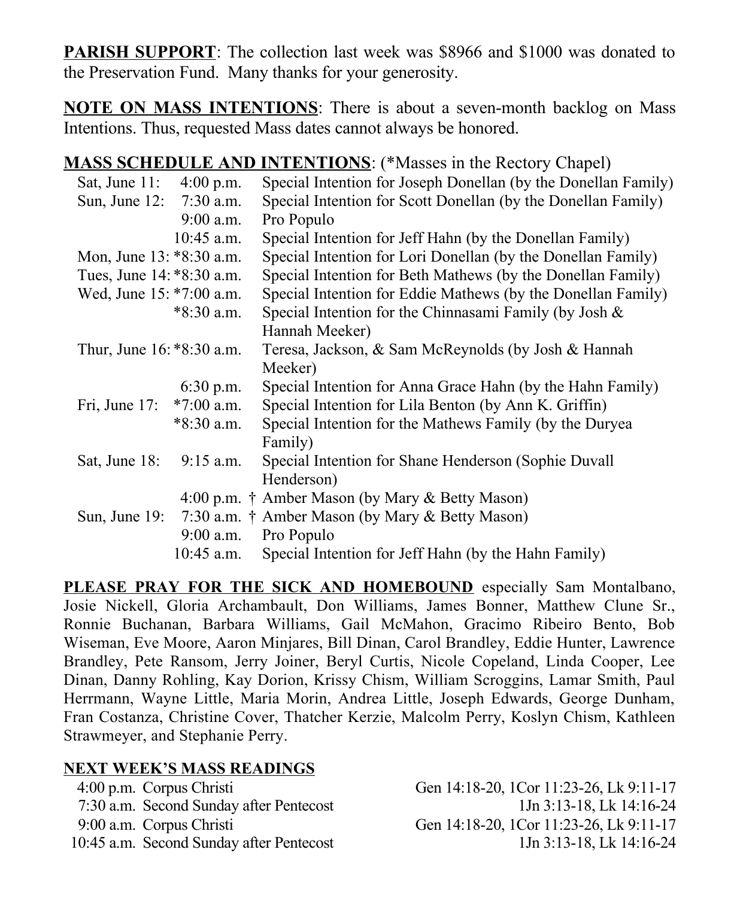**PARISH SUPPORT**: The collection last week was $8966 and $1000 was donated to the Preservation Fund. Many thanks for your generosity.

**NOTE ON MASS INTENTIONS**: There is about a seven-month backlog on Mass Intentions. Thus, requested Mass dates cannot always be honored.

**MASS SCHEDULE AND INTENTIONS**: (*Masses in the Rectory Chapel)

| | | |
|---|---|---|
| Sat, June 11: | 4:00 p.m. | Special Intention for Joseph Donellan (by the Donellan Family) |
| Sun, June 12: | 7:30 a.m. | Special Intention for Scott Donellan (by the Donellan Family) |
| | 9:00 a.m. | Pro Populo |
| | 10:45 a.m. | Special Intention for Jeff Hahn (by the Donellan Family) |
| Mon, June 13: | *8:30 a.m. | Special Intention for Lori Donellan (by the Donellan Family) |
| Tues, June 14: | *8:30 a.m. | Special Intention for Beth Mathews (by the Donellan Family) |
| Wed, June 15: | *7:00 a.m. | Special Intention for Eddie Mathews (by the Donellan Family) |
| | *8:30 a.m. | Special Intention for the Chinnasami Family (by Josh & Hannah Meeker) |
| Thur, June 16: | *8:30 a.m. | Teresa, Jackson, & Sam McReynolds (by Josh & Hannah Meeker) |
| | 6:30 p.m. | Special Intention for Anna Grace Hahn (by the Hahn Family) |
| Fri, June 17: | *7:00 a.m. | Special Intention for Lila Benton (by Ann K. Griffin) |
| | *8:30 a.m. | Special Intention for the Mathews Family (by the Duryea Family) |
| Sat, June 18: | 9:15 a.m. | Special Intention for Shane Henderson (Sophie Duvall Henderson) |
| | 4:00 p.m. | † Amber Mason (by Mary & Betty Mason) |
| Sun, June 19: | 7:30 a.m. | † Amber Mason (by Mary & Betty Mason) |
| | 9:00 a.m. | Pro Populo |
| | 10:45 a.m. | Special Intention for Jeff Hahn (by the Hahn Family) |

**PLEASE PRAY FOR THE SICK AND HOMEBOUND** especially Sam Montalbano, Josie Nickell, Gloria Archambault, Don Williams, James Bonner, Matthew Clune Sr., Ronnie Buchanan, Barbara Williams, Gail McMahon, Gracimo Ribeiro Bento, Bob Wiseman, Eve Moore, Aaron Minjares, Bill Dinan, Carol Brandley, Eddie Hunter, Lawrence Brandley, Pete Ransom, Jerry Joiner, Beryl Curtis, Nicole Copeland, Linda Cooper, Lee Dinan, Danny Rohling, Kay Dorion, Krissy Chism, William Scroggins, Lamar Smith, Paul Herrmann, Wayne Little, Maria Morin, Andrea Little, Joseph Edwards, George Dunham, Fran Costanza, Christine Cover, Thatcher Kerzie, Malcolm Perry, Koslyn Chism, Kathleen Strawmeyer, and Stephanie Perry.

**NEXT WEEK'S MASS READINGS**

| | | |
|---|---|---|
| 4:00 p.m. | Corpus Christi | Gen 14:18-20, 1Cor 11:23-26, Lk 9:11-17 |
| 7:30 a.m. | Second Sunday after Pentecost | 1Jn 3:13-18, Lk 14:16-24 |
| 9:00 a.m. | Corpus Christi | Gen 14:18-20, 1Cor 11:23-26, Lk 9:11-17 |
| 10:45 a.m. | Second Sunday after Pentecost | 1Jn 3:13-18, Lk 14:16-24 |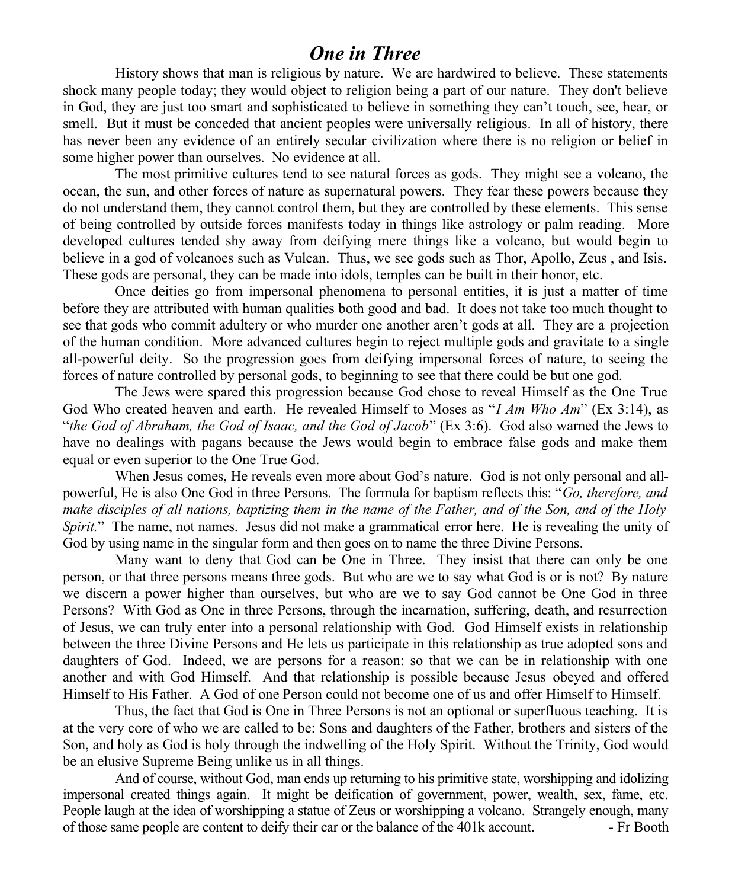# *One in Three*

History shows that man is religious by nature. We are hardwired to believe. These statements shock many people today; they would object to religion being a part of our nature. They don't believe in God, they are just too smart and sophisticated to believe in something they can't touch, see, hear, or smell. But it must be conceded that ancient peoples were universally religious. In all of history, there has never been any evidence of an entirely secular civilization where there is no religion or belief in some higher power than ourselves. No evidence at all.

The most primitive cultures tend to see natural forces as gods. They might see a volcano, the ocean, the sun, and other forces of nature as supernatural powers. They fear these powers because they do not understand them, they cannot control them, but they are controlled by these elements. This sense of being controlled by outside forces manifests today in things like astrology or palm reading. More developed cultures tended shy away from deifying mere things like a volcano, but would begin to believe in a god of volcanoes such as Vulcan. Thus, we see gods such as Thor, Apollo, Zeus , and Isis. These gods are personal, they can be made into idols, temples can be built in their honor, etc.

Once deities go from impersonal phenomena to personal entities, it is just a matter of time before they are attributed with human qualities both good and bad. It does not take too much thought to see that gods who commit adultery or who murder one another aren't gods at all. They are a projection of the human condition. More advanced cultures begin to reject multiple gods and gravitate to a single all-powerful deity. So the progression goes from deifying impersonal forces of nature, to seeing the forces of nature controlled by personal gods, to beginning to see that there could be but one god.

The Jews were spared this progression because God chose to reveal Himself as the One True God Who created heaven and earth. He revealed Himself to Moses as "*I Am Who Am*" (Ex 3:14), as "*the God of Abraham, the God of Isaac, and the God of Jacob*" (Ex 3:6). God also warned the Jews to have no dealings with pagans because the Jews would begin to embrace false gods and make them equal or even superior to the One True God.

When Jesus comes, He reveals even more about God's nature. God is not only personal and all-powerful, He is also One God in three Persons. The formula for baptism reflects this: "*Go, therefore, and make disciples of all nations, baptizing them in the name of the Father, and of the Son, and of the Holy Spirit.*" The name, not names. Jesus did not make a grammatical error here. He is revealing the unity of God by using name in the singular form and then goes on to name the three Divine Persons.

Many want to deny that God can be One in Three. They insist that there can only be one person, or that three persons means three gods. But who are we to say what God is or is not? By nature we discern a power higher than ourselves, but who are we to say God cannot be One God in three Persons? With God as One in three Persons, through the incarnation, suffering, death, and resurrection of Jesus, we can truly enter into a personal relationship with God. God Himself exists in relationship between the three Divine Persons and He lets us participate in this relationship as true adopted sons and daughters of God. Indeed, we are persons for a reason: so that we can be in relationship with one another and with God Himself. And that relationship is possible because Jesus obeyed and offered Himself to His Father. A God of one Person could not become one of us and offer Himself to Himself.

Thus, the fact that God is One in Three Persons is not an optional or superfluous teaching. It is at the very core of who we are called to be: Sons and daughters of the Father, brothers and sisters of the Son, and holy as God is holy through the indwelling of the Holy Spirit. Without the Trinity, God would be an elusive Supreme Being unlike us in all things.

And of course, without God, man ends up returning to his primitive state, worshipping and idolizing impersonal created things again. It might be deification of government, power, wealth, sex, fame, etc. People laugh at the idea of worshipping a statue of Zeus or worshipping a volcano. Strangely enough, many of those same people are content to deify their car or the balance of the 401k account.

\- Fr Booth